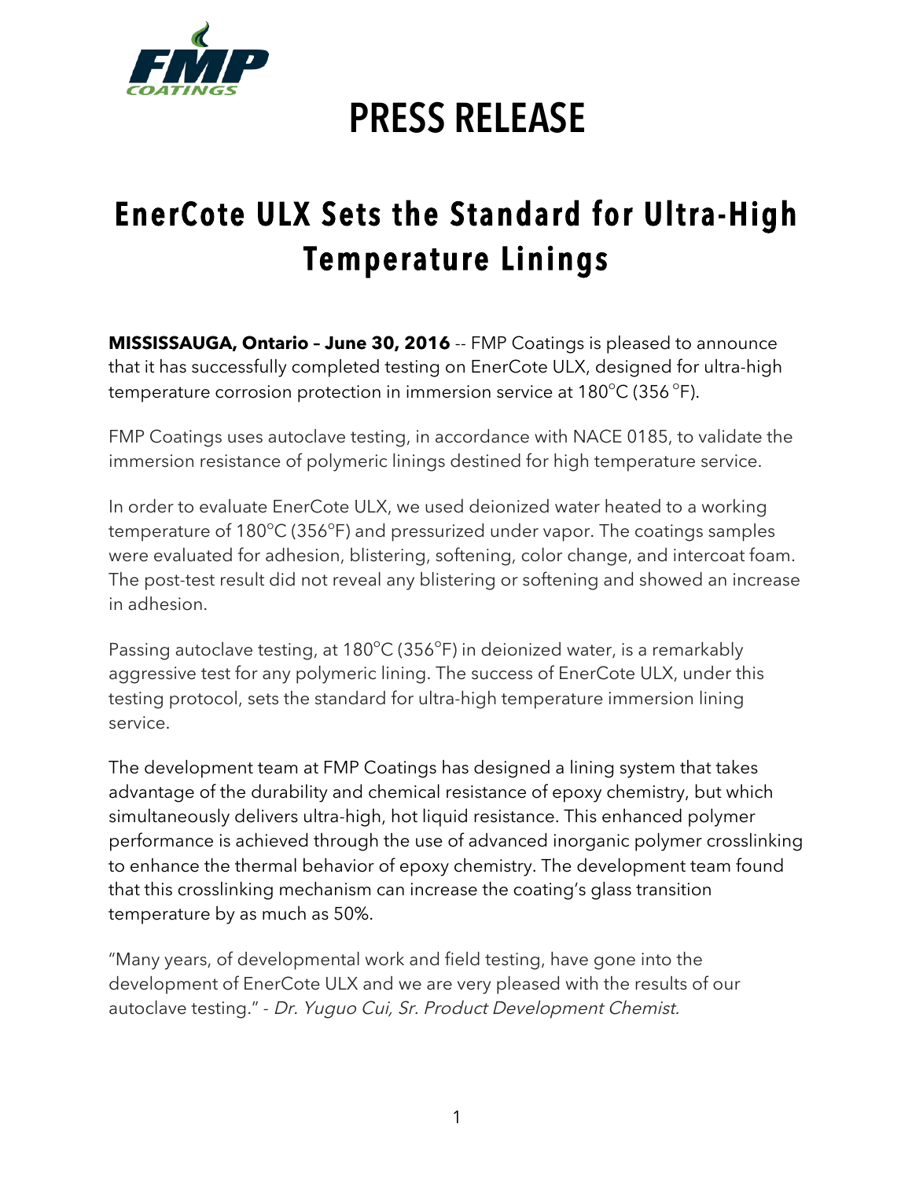# PRESS RELEASE

## EnerCote ULX Sets the Standard for Ultra-High Temperature Linings

**MISSISSAUGA, Ontario – June 30, 2016** -- FMP Coatings is pleased to announce that it has successfully completed testing on EnerCote ULX, designed for ultra-high temperature corrosion protection in immersion service at 180°C (356 °F).

FMP Coatings uses autoclave testing, in accordance with NACE 0185, to validate the immersion resistance of polymeric linings destined for high temperature service.

In order to evaluate EnerCote ULX, we used deionized water heated to a working temperature of 180°C (356°F) and pressurized under vapor. The coatings samples were evaluated for adhesion, blistering, softening, color change, and intercoat foam. The post-test result did not reveal any blistering or softening and showed an increase in adhesion.

Passing autoclave testing, at 180°C (356°F) in deionized water, is a remarkably aggressive test for any polymeric lining. The success of EnerCote ULX, under this testing protocol, sets the standard for ultra-high temperature immersion lining service.

The development team at FMP Coatings has designed a lining system that takes advantage of the durability and chemical resistance of epoxy chemistry, but which simultaneously delivers ultra-high, hot liquid resistance. This enhanced polymer performance is achieved through the use of advanced inorganic polymer crosslinking to enhance the thermal behavior of epoxy chemistry. The development team found that this crosslinking mechanism can increase the coating's glass transition temperature by as much as 50%.

"Many years, of developmental work and field testing, have gone into the development of EnerCote ULX and we are very pleased with the results of our autoclave testing." - *Dr. Yuguo Cui, Sr. Product Development Chemist.*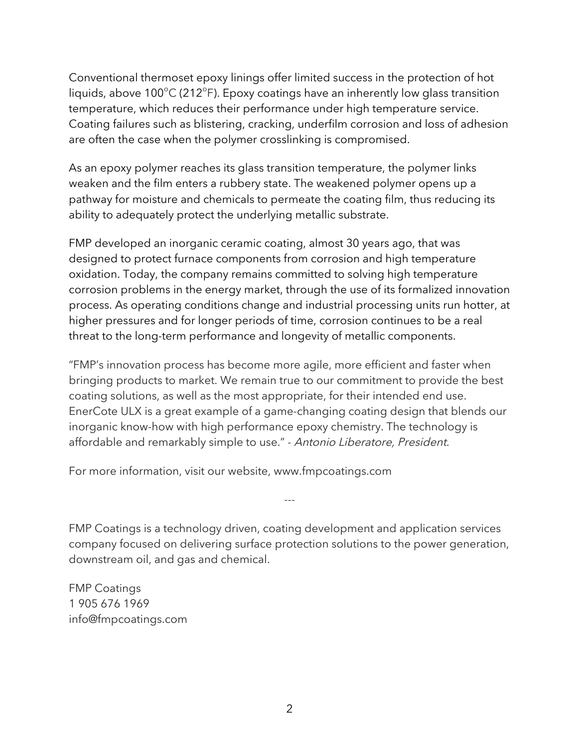Conventional thermoset epoxy linings offer limited success in the protection of hot liquids, above 100°C (212°F). Epoxy coatings have an inherently low glass transition temperature, which reduces their performance under high temperature service. Coating failures such as blistering, cracking, underfilm corrosion and loss of adhesion are often the case when the polymer crosslinking is compromised.

As an epoxy polymer reaches its glass transition temperature, the polymer links weaken and the film enters a rubbery state. The weakened polymer opens up a pathway for moisture and chemicals to permeate the coating film, thus reducing its ability to adequately protect the underlying metallic substrate.

FMP developed an inorganic ceramic coating, almost 30 years ago, that was designed to protect furnace components from corrosion and high temperature oxidation. Today, the company remains committed to solving high temperature corrosion problems in the energy market, through the use of its formalized innovation process. As operating conditions change and industrial processing units run hotter, at higher pressures and for longer periods of time, corrosion continues to be a real threat to the long-term performance and longevity of metallic components.

"FMP's innovation process has become more agile, more efficient and faster when bringing products to market. We remain true to our commitment to provide the best coating solutions, as well as the most appropriate, for their intended end use. EnerCote ULX is a great example of a game-changing coating design that blends our inorganic know-how with high performance epoxy chemistry. The technology is affordable and remarkably simple to use." - *Antonio Liberatore, President.*

For more information, visit our website, www.fmpcoatings.com

---

FMP Coatings is a technology driven, coating development and application services company focused on delivering surface protection solutions to the power generation, downstream oil, and gas and chemical.

FMP Coatings
1 905 676 1969
info@fmpcoatings.com